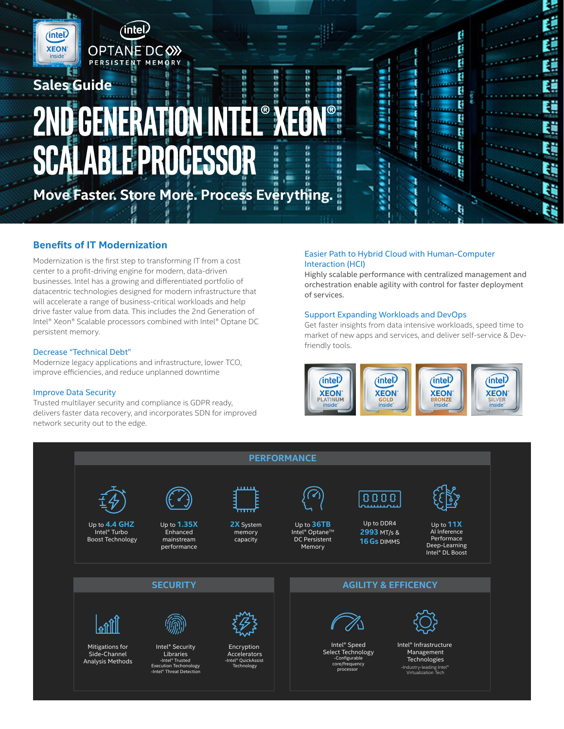Sales Guide

# 2ND GENERATION INTEL® XEON® SCALABLE PROCESSOR

**Move Faster. Store More. Process Everything.**

## Benefits of IT Modernization

Modernization is the first step to transforming IT from a cost center to a profit-driving engine for modern, data-driven businesses. Intel has a growing and differentiated portfolio of datacentric technologies designed for modern infrastructure that will accelerate a range of business-critical workloads and help drive faster value from data. This includes the 2nd Generation of Intel® Xeon® Scalable processors combined with Intel® Optane DC persistent memory.

### Decrease "Technical Debt"

Modernize legacy applications and infrastructure, lower TCO, improve efficiencies, and reduce unplanned downtime

### Improve Data Security

Trusted multilayer security and compliance is GDPR ready, delivers faster data recovery, and incorporates SDN for improved network security out to the edge.

### Easier Path to Hybrid Cloud with Human-Computer Interaction (HCI)

Highly scalable performance with centralized management and orchestration enable agility with control for faster deployment of services.

### Support Expanding Workloads and DevOps

Get faster insights from data intensive workloads, speed time to market of new apps and services, and deliver self-service & Dev-friendly tools.

## PERFORMANCE

- Up to **4.4 GHZ** Intel® Turbo Boost Technology
- Up to **1.35X** Enhanced mainstream performance
- **2X** System memory capacity
- Up to **36TB** Intel® Optane™ DC Persistent Memory
- Up to DDR4 **2993** MT/s & **16 Gs** DIMMS
- Up to **11X** AI Inference Performance Deep-Learning Intel® DL Boost

## SECURITY

- Mitigations for Side-Channel Analysis Methods
- Intel® Security Libraries
  - -Intel® Trusted Execution Techonology
  - -Intel® Threat Detection
- Encryption Accelerators
  - -Intel® QuickAssist Technology

## AGILITY & EFFICENCY

- Intel® Speed Select Technology
  - -Configurable core/frequency processor
- Intel® Infrastructure Management Technologies
  - -Industry-leading Intel® Virtualization Tech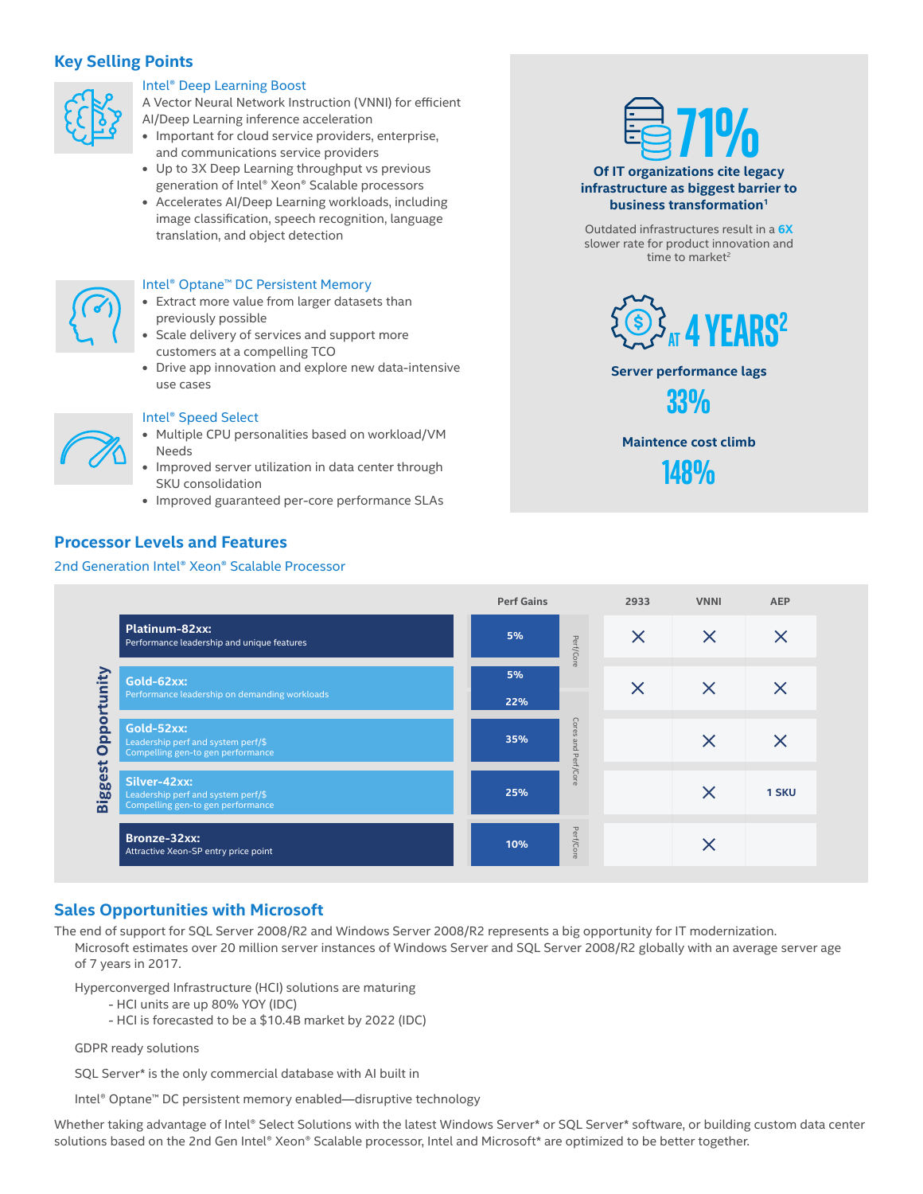## Key Selling Points

### Intel® Deep Learning Boost

A Vector Neural Network Instruction (VNNI) for efficient AI/Deep Learning inference acceleration

- Important for cloud service providers, enterprise, and communications service providers
- Up to 3X Deep Learning throughput vs previous generation of Intel® Xeon® Scalable processors
- Accelerates AI/Deep Learning workloads, including image classification, speech recognition, language translation, and object detection

### Intel® Optane™ DC Persistent Memory

- Extract more value from larger datasets than previously possible
- Scale delivery of services and support more customers at a compelling TCO
- Drive app innovation and explore new data-intensive use cases

### Intel® Speed Select

- Multiple CPU personalities based on workload/VM Needs
- Improved server utilization in data center through SKU consolidation
- Improved guaranteed per-core performance SLAs

**71%**

**Of IT organizations cite legacy infrastructure as biggest barrier to business transformation**[1]

Outdated infrastructures result in a **6X** slower rate for product innovation and time to market[2]

**AT 4 YEARS**[2]

**Server performance lags**

**33%**

**Maintence cost climb**

**148%**

## Processor Levels and Features

2nd Generation Intel® Xeon® Scalable Processor

| Biggest Opportunity | Perf Gains | | 2933 | VNNI | AEP |
|---|---|---|---|---|---|
| **Platinum-82xx:** Performance leadership and unique features | 5% | Perf/Core | X | X | X |
| **Gold-62xx:** Performance leadership on demanding workloads | 5% / 22% | Perf/Core / Cores and Perf/Core | X | X | X |
| **Gold-52xx:** Leadership perf and system perf/$ Compelling gen-to gen performance | 35% | Cores and Perf/Core | | X | X |
| **Silver-42xx:** Leadership perf and system perf/$ Compelling gen-to gen performance | 25% | Cores and Perf/Core | | X | 1 SKU |
| **Bronze-32xx:** Attractive Xeon-SP entry price point | 10% | Perf/Core | | X | |

## Sales Opportunities with Microsoft

The end of support for SQL Server 2008/R2 and Windows Server 2008/R2 represents a big opportunity for IT modernization.

Microsoft estimates over 20 million server instances of Windows Server and SQL Server 2008/R2 globally with an average server age of 7 years in 2017.

Hyperconverged Infrastructure (HCI) solutions are maturing

- HCI units are up 80% YOY (IDC)
- HCI is forecasted to be a $10.4B market by 2022 (IDC)

GDPR ready solutions

SQL Server* is the only commercial database with AI built in

Intel® Optane™ DC persistent memory enabled—disruptive technology

Whether taking advantage of Intel® Select Solutions with the latest Windows Server* or SQL Server* software, or building custom data center solutions based on the 2nd Gen Intel® Xeon® Scalable processor, Intel and Microsoft* are optimized to be better together.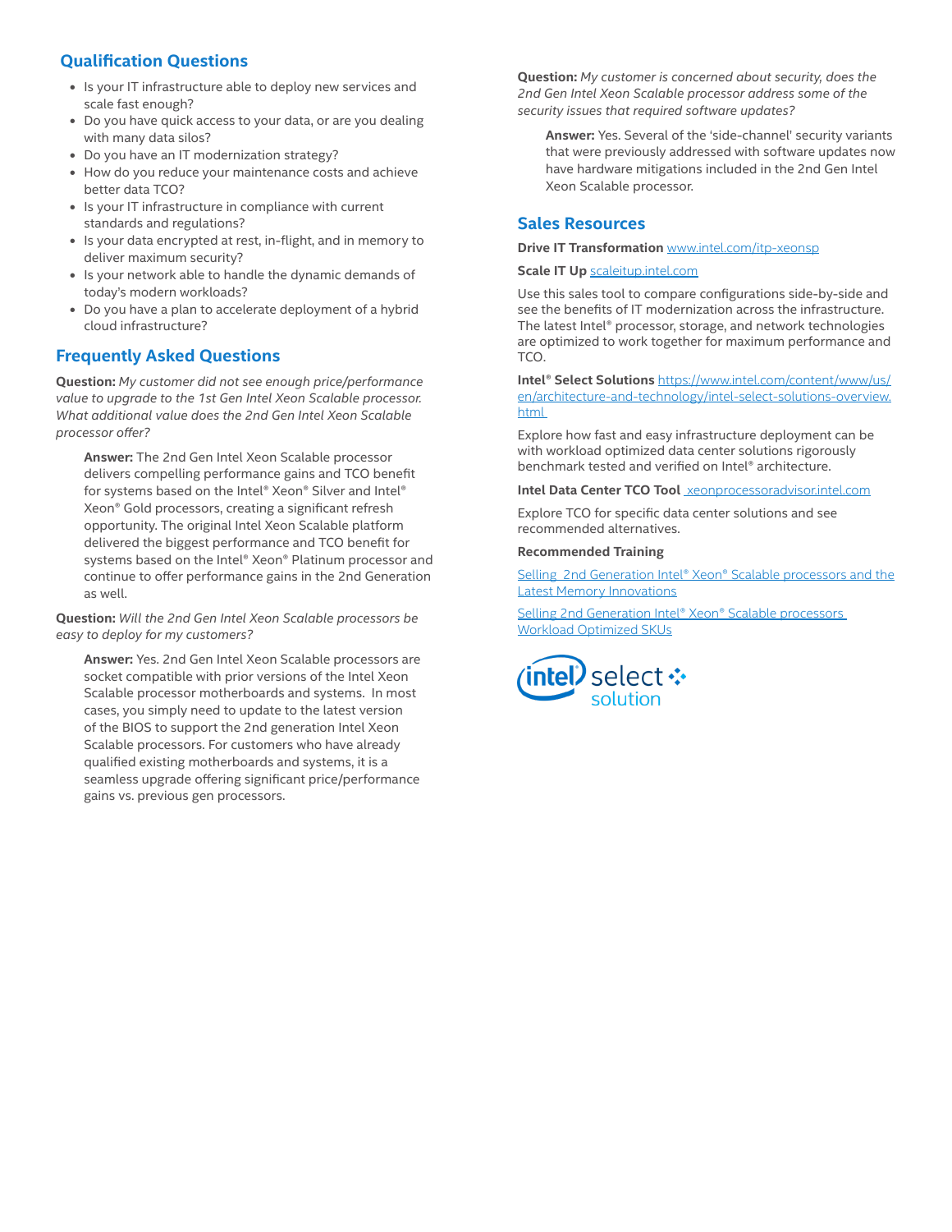## Qualification Questions

- Is your IT infrastructure able to deploy new services and scale fast enough?
- Do you have quick access to your data, or are you dealing with many data silos?
- Do you have an IT modernization strategy?
- How do you reduce your maintenance costs and achieve better data TCO?
- Is your IT infrastructure in compliance with current standards and regulations?
- Is your data encrypted at rest, in-flight, and in memory to deliver maximum security?
- Is your network able to handle the dynamic demands of today's modern workloads?
- Do you have a plan to accelerate deployment of a hybrid cloud infrastructure?

## Frequently Asked Questions

**Question:** *My customer did not see enough price/performance value to upgrade to the 1st Gen Intel Xeon Scalable processor. What additional value does the 2nd Gen Intel Xeon Scalable processor offer?*

> **Answer:** The 2nd Gen Intel Xeon Scalable processor delivers compelling performance gains and TCO benefit for systems based on the Intel® Xeon® Silver and Intel® Xeon® Gold processors, creating a significant refresh opportunity. The original Intel Xeon Scalable platform delivered the biggest performance and TCO benefit for systems based on the Intel® Xeon® Platinum processor and continue to offer performance gains in the 2nd Generation as well.

**Question:** *Will the 2nd Gen Intel Xeon Scalable processors be easy to deploy for my customers?*

> **Answer:** Yes. 2nd Gen Intel Xeon Scalable processors are socket compatible with prior versions of the Intel Xeon Scalable processor motherboards and systems. In most cases, you simply need to update to the latest version of the BIOS to support the 2nd generation Intel Xeon Scalable processors. For customers who have already qualified existing motherboards and systems, it is a seamless upgrade offering significant price/performance gains vs. previous gen processors.

**Question:** *My customer is concerned about security, does the 2nd Gen Intel Xeon Scalable processor address some of the security issues that required software updates?*

> **Answer:** Yes. Several of the 'side-channel' security variants that were previously addressed with software updates now have hardware mitigations included in the 2nd Gen Intel Xeon Scalable processor.

## Sales Resources

**Drive IT Transformation** [www.intel.com/itp-xeonsp](www.intel.com/itp-xeonsp)

**Scale IT Up** [scaleitup.intel.com](scaleitup.intel.com)

Use this sales tool to compare configurations side-by-side and see the benefits of IT modernization across the infrastructure. The latest Intel® processor, storage, and network technologies are optimized to work together for maximum performance and TCO.

**Intel® Select Solutions** [https://www.intel.com/content/www/us/en/architecture-and-technology/intel-select-solutions-overview.html](https://www.intel.com/content/www/us/en/architecture-and-technology/intel-select-solutions-overview.html)

Explore how fast and easy infrastructure deployment can be with workload optimized data center solutions rigorously benchmark tested and verified on Intel® architecture.

**Intel Data Center TCO Tool** [xeonprocessoradvisor.intel.com](xeonprocessoradvisor.intel.com)

Explore TCO for specific data center solutions and see recommended alternatives.

**Recommended Training**

[Selling 2nd Generation Intel® Xeon® Scalable processors and the Latest Memory Innovations]()

[Selling 2nd Generation Intel® Xeon® Scalable processors Workload Optimized SKUs]()

intel select solution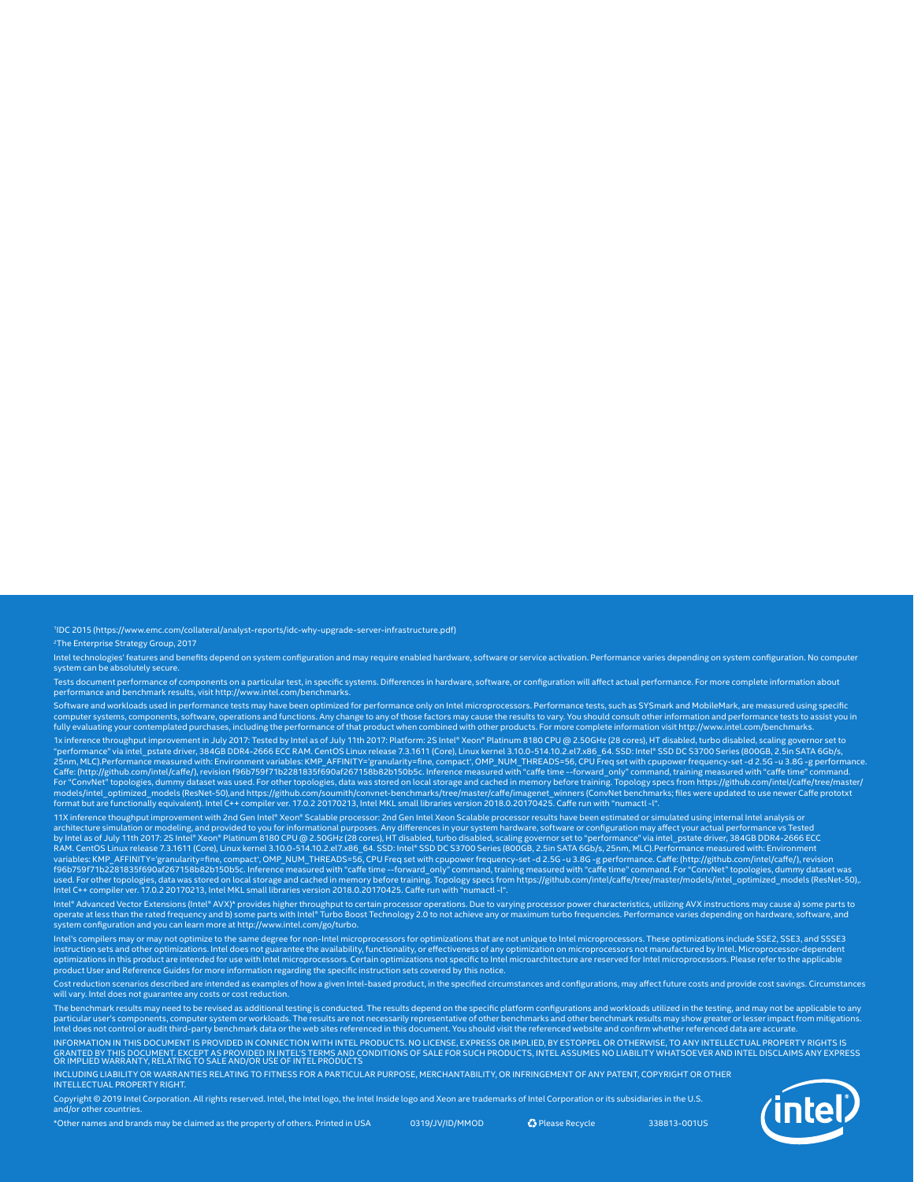[1]IDC 2015 (https://www.emc.com/collateral/analyst-reports/idc-why-upgrade-server-infrastructure.pdf)

[2]The Enterprise Strategy Group, 2017

Intel technologies' features and benefits depend on system configuration and may require enabled hardware, software or service activation. Performance varies depending on system configuration. No computer system can be absolutely secure.

Tests document performance of components on a particular test, in specific systems. Differences in hardware, software, or configuration will affect actual performance. For more complete information about performance and benchmark results, visit http://www.intel.com/benchmarks.

Software and workloads used in performance tests may have been optimized for performance only on Intel microprocessors. Performance tests, such as SYSmark and MobileMark, are measured using specific computer systems, components, software, operations and functions. Any change to any of those factors may cause the results to vary. You should consult other information and performance tests to assist you in fully evaluating your contemplated purchases, including the performance of that product when combined with other products. For more complete information visit http://www.intel.com/benchmarks.

1x inference throughput improvement in July 2017: Tested by Intel as of July 11th 2017: Platform: 2S Intel® Xeon® Platinum 8180 CPU @ 2.50GHz (28 cores), HT disabled, turbo disabled, scaling governor set to "performance" via intel_pstate driver, 384GB DDR4-2666 ECC RAM. CentOS Linux release 7.3.1611 (Core), Linux kernel 3.10.0-514.10.2.el7.x86_64. SSD: Intel® SSD DC S3700 Series (800GB, 2.5in SATA 6Gb/s, 25nm, MLC).Performance measured with: Environment variables: KMP_AFFINITY='granularity=fine, compact', OMP_NUM_THREADS=56, CPU Freq set with cpupower frequency-set -d 2.5G -u 3.8G -g performance. Caffe: (http://github.com/intel/caffe/), revision f96b759f71b2281835f690af267158b82b150b5c. Inference measured with "caffe time --forward_only" command, training measured with "caffe time" command. For "ConvNet" topologies, dummy dataset was used. For other topologies, data was stored on local storage and cached in memory before training. Topology specs from https://github.com/intel/caffe/tree/master/models/intel_optimized_models (ResNet-50),and https://github.com/soumith/convnet-benchmarks/tree/master/caffe/imagenet_winners (ConvNet benchmarks; files were updated to use newer Caffe prototxt format but are functionally equivalent). Intel C++ compiler ver. 17.0.2 20170213, Intel MKL small libraries version 2018.0.20170425. Caffe run with "numactl -l".

11X inference thoughput improvement with 2nd Gen Intel® Xeon® Scalable processor: 2nd Gen Intel Xeon Scalable processor results have been estimated or simulated using internal Intel analysis or architecture simulation or modeling, and provided to you for informational purposes. Any differences in your system hardware, software or configuration may affect your actual performance vs Tested by Intel as of July 11th 2017: 2S Intel® Xeon® Platinum 8180 CPU @ 2.50GHz (28 cores), HT disabled, turbo disabled, scaling governor set to "performance" via intel_pstate driver, 384GB DDR4-2666 ECC RAM. CentOS Linux release 7.3.1611 (Core), Linux kernel 3.10.0-514.10.2.el7.x86_64. SSD: Intel® SSD DC S3700 Series (800GB, 2.5in SATA 6Gb/s, 25nm, MLC).Performance measured with: Environment variables: KMP_AFFINITY='granularity=fine, compact', OMP_NUM_THREADS=56, CPU Freq set with cpupower frequency-set -d 2.5G -u 3.8G -g performance. Caffe: (http://github.com/intel/caffe/), revision f96b759f71b2281835f690af267158b82b150b5c. Inference measured with "caffe time --forward_only" command, training measured with "caffe time" command. For "ConvNet" topologies, dummy dataset was used. For other topologies, data was stored on local storage and cached in memory before training. Topology specs from https://github.com/intel/caffe/tree/master/models/intel_optimized_models (ResNet-50),. Intel C++ compiler ver. 17.0.2 20170213, Intel MKL small libraries version 2018.0.20170425. Caffe run with "numactl -l".

Intel® Advanced Vector Extensions (Intel® AVX)* provides higher throughput to certain processor operations. Due to varying processor power characteristics, utilizing AVX instructions may cause a) some parts to operate at less than the rated frequency and b) some parts with Intel® Turbo Boost Technology 2.0 to not achieve any or maximum turbo frequencies. Performance varies depending on hardware, software, and system configuration and you can learn more at http://www.intel.com/go/turbo.

Intel's compilers may or may not optimize to the same degree for non-Intel microprocessors for optimizations that are not unique to Intel microprocessors. These optimizations include SSE2, SSE3, and SSSE3 instruction sets and other optimizations. Intel does not guarantee the availability, functionality, or effectiveness of any optimization on microprocessors not manufactured by Intel. Microprocessor-dependent optimizations in this product are intended for use with Intel microprocessors. Certain optimizations not specific to Intel microarchitecture are reserved for Intel microprocessors. Please refer to the applicable product User and Reference Guides for more information regarding the specific instruction sets covered by this notice.

Cost reduction scenarios described are intended as examples of how a given Intel-based product, in the specified circumstances and configurations, may affect future costs and provide cost savings. Circumstances will vary. Intel does not guarantee any costs or cost reduction.

The benchmark results may need to be revised as additional testing is conducted. The results depend on the specific platform configurations and workloads utilized in the testing, and may not be applicable to any particular user's components, computer system or workloads. The results are not necessarily representative of other benchmarks and other benchmark results may show greater or lesser impact from mitigations. Intel does not control or audit third-party benchmark data or the web sites referenced in this document. You should visit the referenced website and confirm whether referenced data are accurate.

INFORMATION IN THIS DOCUMENT IS PROVIDED IN CONNECTION WITH INTEL PRODUCTS. NO LICENSE, EXPRESS OR IMPLIED, BY ESTOPPEL OR OTHERWISE, TO ANY INTELLECTUAL PROPERTY RIGHTS IS GRANTED BY THIS DOCUMENT. EXCEPT AS PROVIDED IN INTEL'S TERMS AND CONDITIONS OF SALE FOR SUCH PRODUCTS, INTEL ASSUMES NO LIABILITY WHATSOEVER AND INTEL DISCLAIMS ANY EXPRESS OR IMPLIED WARRANTY, RELATING TO SALE AND/OR USE OF INTEL PRODUCTS

INCLUDING LIABILITY OR WARRANTIES RELATING TO FITNESS FOR A PARTICULAR PURPOSE, MERCHANTABILITY, OR INFRINGEMENT OF ANY PATENT, COPYRIGHT OR OTHER INTELLECTUAL PROPERTY RIGHT.

Copyright © 2019 Intel Corporation. All rights reserved. Intel, the Intel logo, the Intel Inside logo and Xeon are trademarks of Intel Corporation or its subsidiaries in the U.S. and/or other countries.

*Other names and brands may be claimed as the property of others. Printed in USA 0319/JV/ID/MMOD Please Recycle 338813-001US

intel